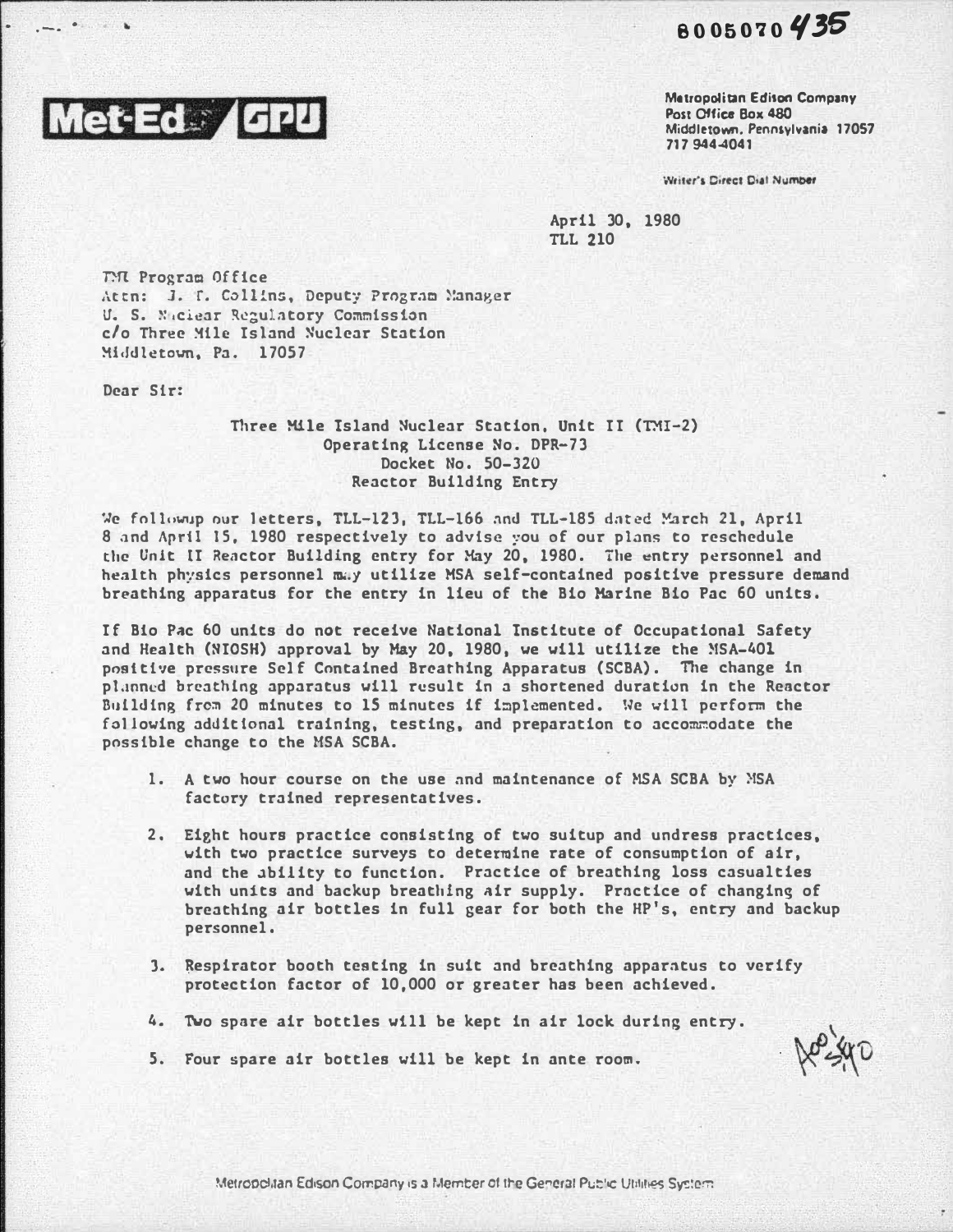8005070435

Met-Ed / GPU

Metropolitan Edison Company
Post Office Box 480
Middletown, Pennsylvania 17057
717 944-4041

Writer's Direct Dial Number

April 30, 1980
TLL 210

TMI Program Office
Attn: J. T. Collins, Deputy Program Manager
U. S. Nuclear Regulatory Commission
c/o Three Mile Island Nuclear Station
Middletown, Pa. 17057

Dear Sir:

Three Mile Island Nuclear Station, Unit II (TMI-2)
Operating License No. DPR-73
Docket No. 50-320
Reactor Building Entry

We followup our letters, TLL-123, TLL-166 and TLL-185 dated March 21, April 8 and April 15, 1980 respectively to advise you of our plans to reschedule the Unit II Reactor Building entry for May 20, 1980. The entry personnel and health physics personnel may utilize MSA self-contained positive pressure demand breathing apparatus for the entry in lieu of the Bio Marine Bio Pac 60 units.

If Bio Pac 60 units do not receive National Institute of Occupational Safety and Health (NIOSH) approval by May 20, 1980, we will utilize the MSA-401 positive pressure Self Contained Breathing Apparatus (SCBA). The change in planned breathing apparatus will result in a shortened duration in the Reactor Building from 20 minutes to 15 minutes if implemented. We will perform the following additional training, testing, and preparation to accommodate the possible change to the MSA SCBA.

1. A two hour course on the use and maintenance of MSA SCBA by MSA factory trained representatives.

2. Eight hours practice consisting of two suitup and undress practices, with two practice surveys to determine rate of consumption of air, and the ability to function. Practice of breathing loss casualties with units and backup breathing air supply. Practice of changing of breathing air bottles in full gear for both the HP's, entry and backup personnel.

3. Respirator booth testing in suit and breathing apparatus to verify protection factor of 10,000 or greater has been achieved.

4. Two spare air bottles will be kept in air lock during entry.

5. Four spare air bottles will be kept in ante room.

Metropolitan Edison Company is a Member of the General Public Utilities System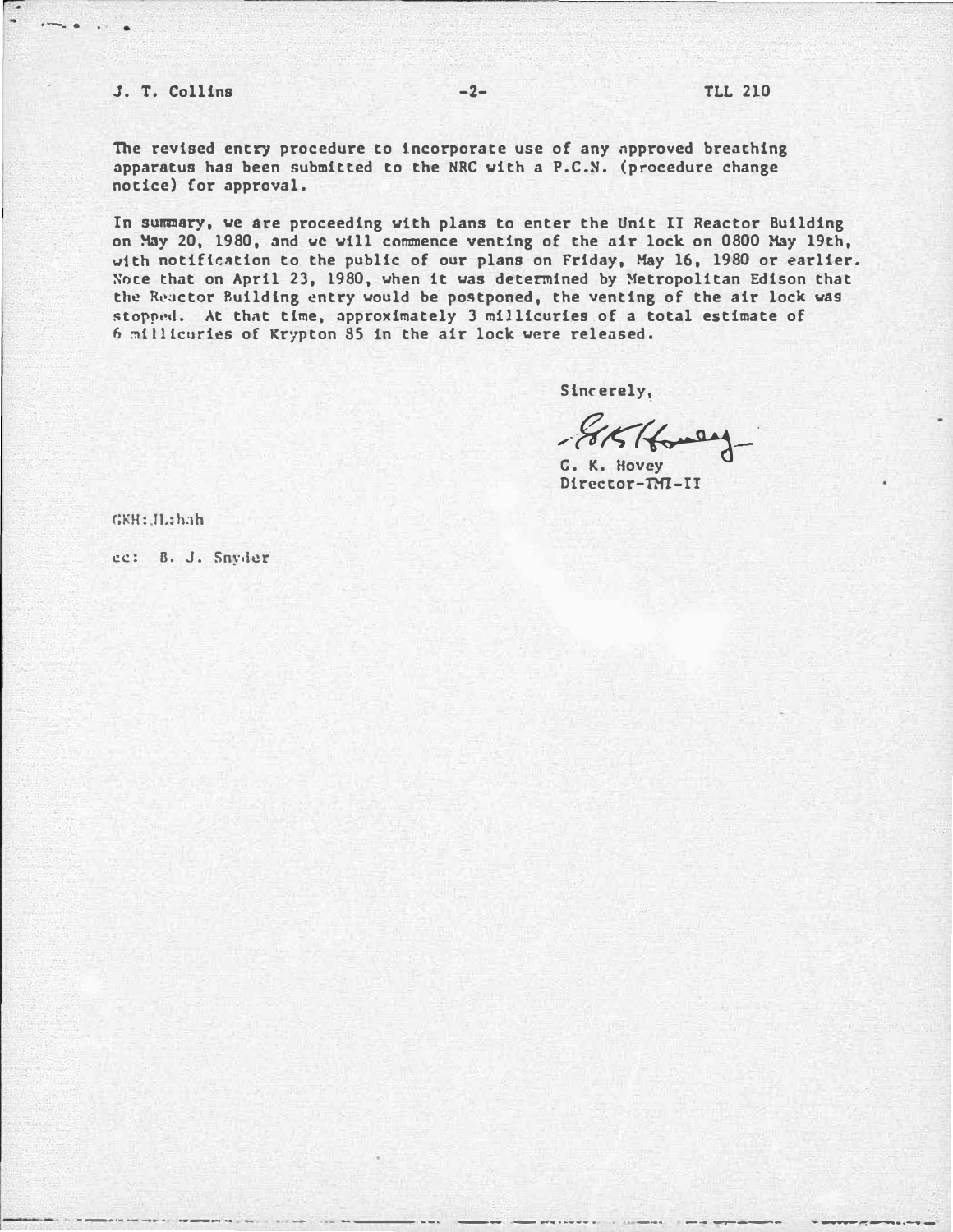The revised entry procedure to incorporate use of any approved breathing apparatus has been submitted to the NRC with a P.C.N. (procedure change notice) for approval.

In summary, we are proceeding with plans to enter the Unit II Reactor Building on May 20, 1980, and we will commence venting of the air lock on 0800 May 19th, with notification to the public of our plans on Friday, May 16, 1980 or earlier. Note that on April 23, 1980, when it was determined by Metropolitan Edison that the Reactor Building entry would be postponed, the venting of the air lock was stopped. At that time, approximately 3 millicuries of a total estimate of 6 millicuries of Krypton 85 in the air lock were released.

Sincerely,

G. K. Hovey
Director-TMI-II

GKH:JL:bah

cc: B. J. Snyder